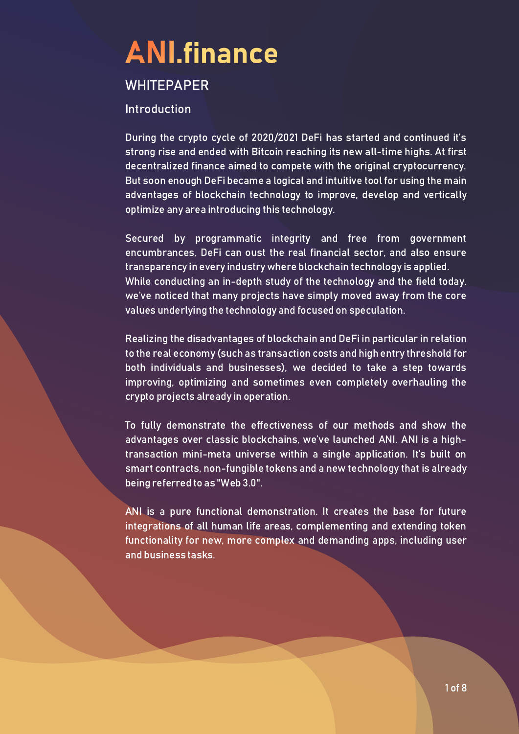# ANI.finance

## WHITEPAPER

### Introduction

During the crypto cycle of 2020/2021 DeFi has started and continued it's strong rise and ended with Bitcoin reaching its new all-time highs. At first decentralized finance aimed to compete with the original cryptocurrency. But soon enough DeFi became a logical and intuitive tool for using the main advantages of blockchain technology to improve, develop and vertically optimize any area introducing this technology.

Secured by programmatic integrity and free from government encumbrances, DeFi can oust the real financial sector, and also ensure transparency in every industry where blockchain technology is applied.
While conducting an in-depth study of the technology and the field today, we've noticed that many projects have simply moved away from the core values underlying the technology and focused on speculation.

Realizing the disadvantages of blockchain and DeFi in particular in relation to the real economy (such as transaction costs and high entry threshold for both individuals and businesses), we decided to take a step towards improving, optimizing and sometimes even completely overhauling the crypto projects already in operation.

To fully demonstrate the effectiveness of our methods and show the advantages over classic blockchains, we've launched ANI. ANI is a high-transaction mini-meta universe within a single application. It's built on smart contracts, non-fungible tokens and a new technology that is already being referred to as "Web 3.0".

ANI is a pure functional demonstration. It creates the base for future integrations of all human life areas, complementing and extending token functionality for new, more complex and demanding apps, including user and business tasks.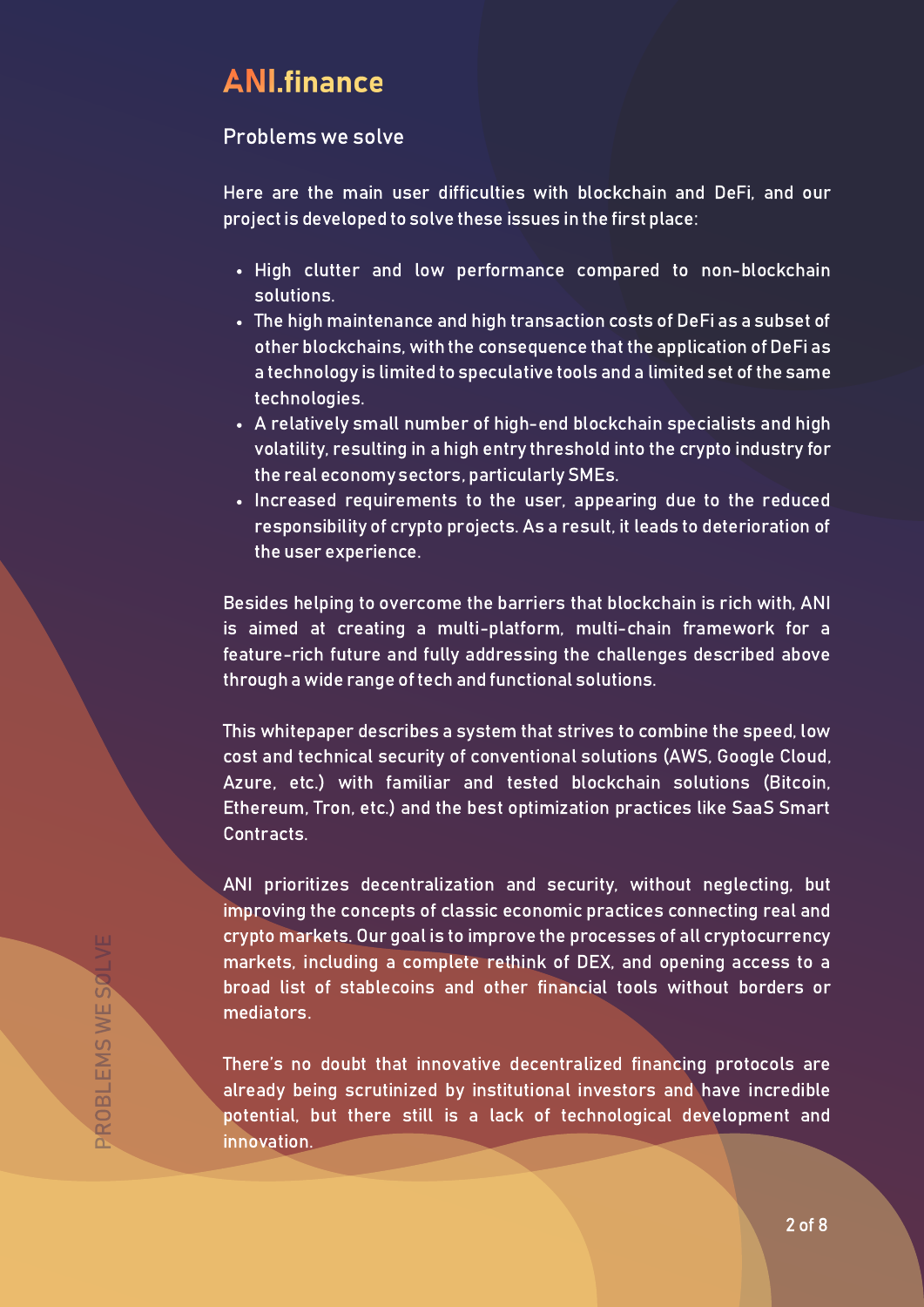# ANI.finance

## Problems we solve

Here are the main user difficulties with blockchain and DeFi, and our project is developed to solve these issues in the first place:

- High clutter and low performance compared to non-blockchain solutions.
- The high maintenance and high transaction costs of DeFi as a subset of other blockchains, with the consequence that the application of DeFi as a technology is limited to speculative tools and a limited set of the same technologies.
- A relatively small number of high-end blockchain specialists and high volatility, resulting in a high entry threshold into the crypto industry for the real economy sectors, particularly SMEs.
- Increased requirements to the user, appearing due to the reduced responsibility of crypto projects. As a result, it leads to deterioration of the user experience.

Besides helping to overcome the barriers that blockchain is rich with, ANI is aimed at creating a multi-platform, multi-chain framework for a feature-rich future and fully addressing the challenges described above through a wide range of tech and functional solutions.

This whitepaper describes a system that strives to combine the speed, low cost and technical security of conventional solutions (AWS, Google Cloud, Azure, etc.) with familiar and tested blockchain solutions (Bitcoin, Ethereum, Tron, etc.) and the best optimization practices like SaaS Smart Contracts.

ANI prioritizes decentralization and security, without neglecting, but improving the concepts of classic economic practices connecting real and crypto markets. Our goal is to improve the processes of all cryptocurrency markets, including a complete rethink of DEX, and opening access to a broad list of stablecoins and other financial tools without borders or mediators.

There's no doubt that innovative decentralized financing protocols are already being scrutinized by institutional investors and have incredible potential, but there still is a lack of technological development and innovation.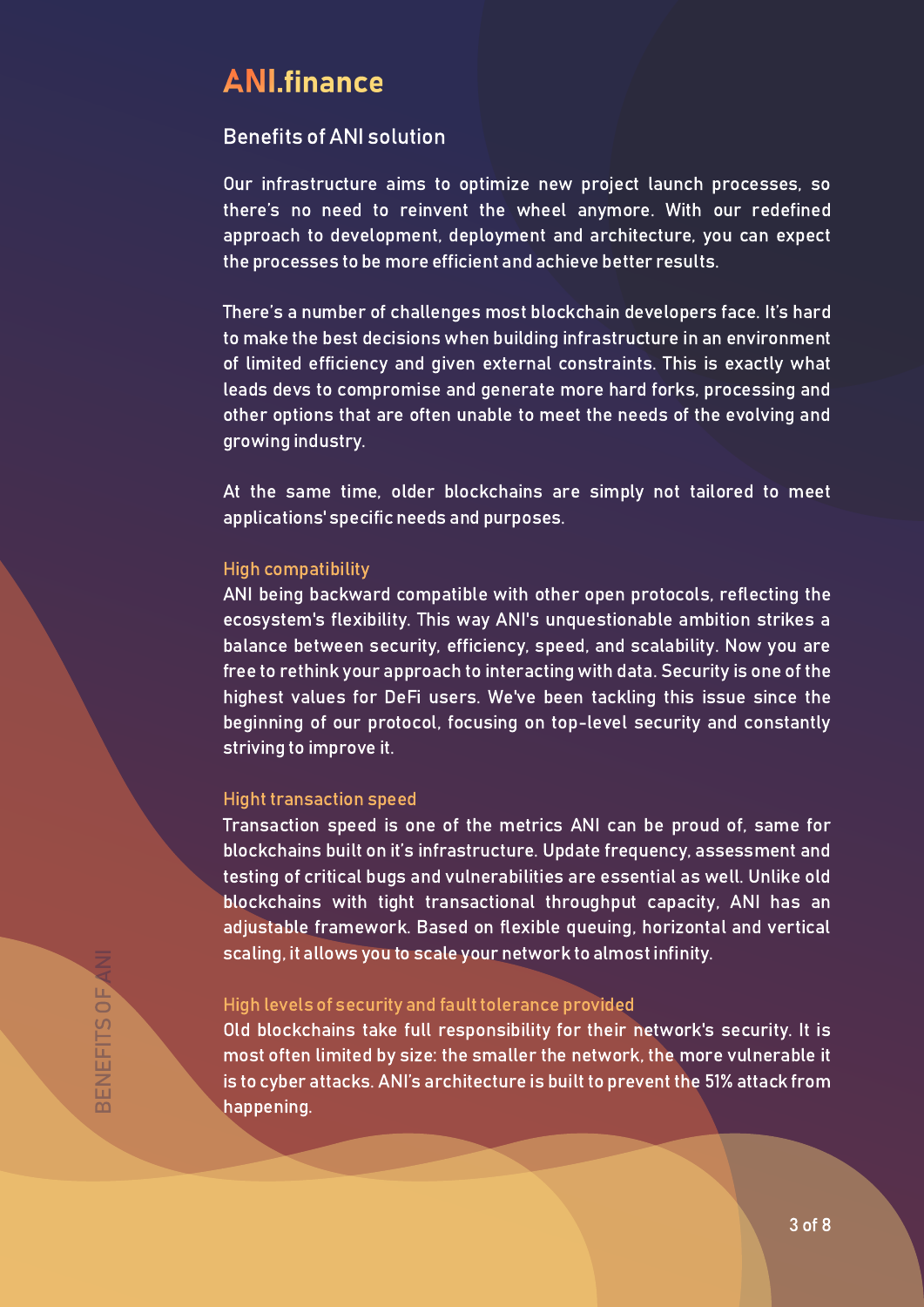# ANI.finance

## Benefits of ANI solution

Our infrastructure aims to optimize new project launch processes, so there's no need to reinvent the wheel anymore. With our redefined approach to development, deployment and architecture, you can expect the processes to be more efficient and achieve better results.

There's a number of challenges most blockchain developers face. It's hard to make the best decisions when building infrastructure in an environment of limited efficiency and given external constraints. This is exactly what leads devs to compromise and generate more hard forks, processing and other options that are often unable to meet the needs of the evolving and growing industry.

At the same time, older blockchains are simply not tailored to meet applications' specific needs and purposes.

### High compatibility

ANI being backward compatible with other open protocols, reflecting the ecosystem's flexibility. This way ANI's unquestionable ambition strikes a balance between security, efficiency, speed, and scalability. Now you are free to rethink your approach to interacting with data. Security is one of the highest values for DeFi users. We've been tackling this issue since the beginning of our protocol, focusing on top-level security and constantly striving to improve it.

### Hight transaction speed

Transaction speed is one of the metrics ANI can be proud of, same for blockchains built on it's infrastructure. Update frequency, assessment and testing of critical bugs and vulnerabilities are essential as well. Unlike old blockchains with tight transactional throughput capacity, ANI has an adjustable framework. Based on flexible queuing, horizontal and vertical scaling, it allows you to scale your network to almost infinity.

### High levels of security and fault tolerance provided

Old blockchains take full responsibility for their network's security. It is most often limited by size: the smaller the network, the more vulnerable it is to cyber attacks. ANI's architecture is built to prevent the 51% attack from happening.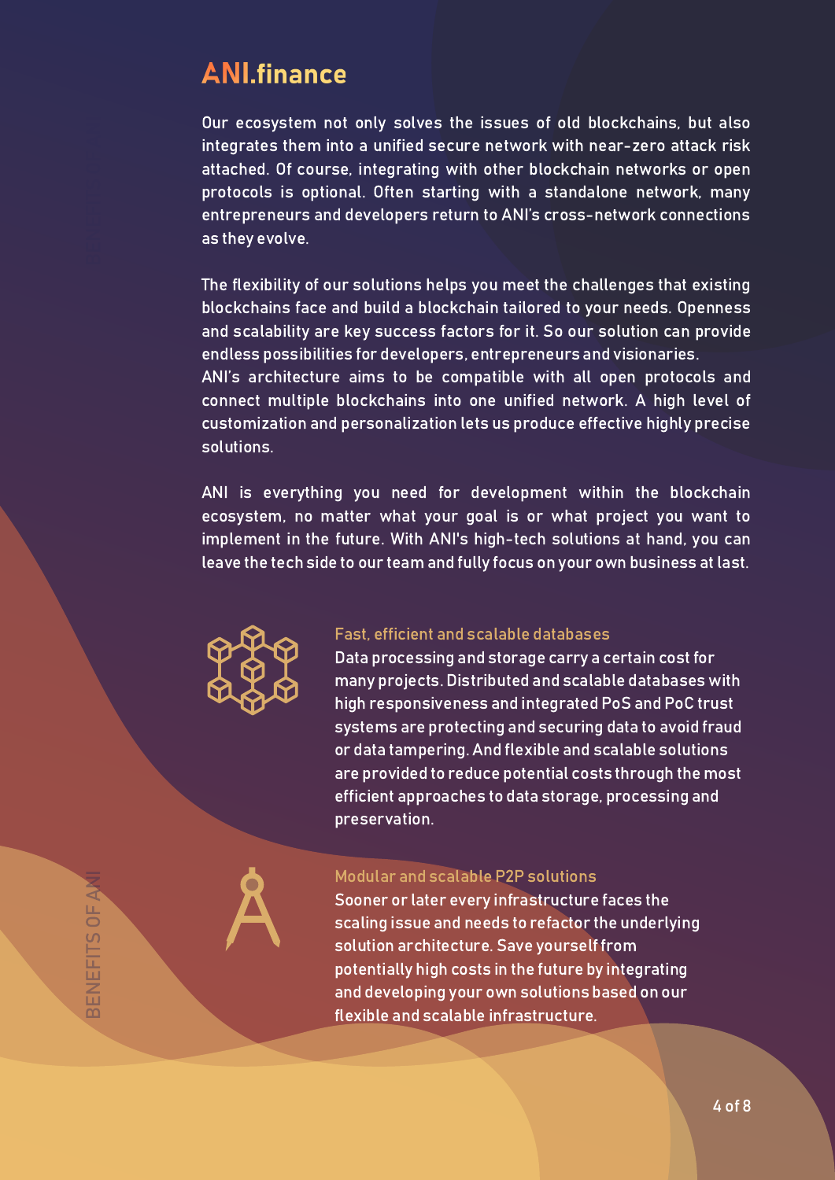# ANI.finance

Our ecosystem not only solves the issues of old blockchains, but also integrates them into a unified secure network with near-zero attack risk attached. Of course, integrating with other blockchain networks or open protocols is optional. Often starting with a standalone network, many entrepreneurs and developers return to ANI's cross-network connections as they evolve.

The flexibility of our solutions helps you meet the challenges that existing blockchains face and build a blockchain tailored to your needs. Openness and scalability are key success factors for it. So our solution can provide endless possibilities for developers, entrepreneurs and visionaries.
ANI's architecture aims to be compatible with all open protocols and connect multiple blockchains into one unified network. A high level of customization and personalization lets us produce effective highly precise solutions.

ANI is everything you need for development within the blockchain ecosystem, no matter what your goal is or what project you want to implement in the future. With ANI's high-tech solutions at hand, you can leave the tech side to our team and fully focus on your own business at last.

## BENEFITS OF ANI

### Fast, efficient and scalable databases

Data processing and storage carry a certain cost for many projects. Distributed and scalable databases with high responsiveness and integrated PoS and PoC trust systems are protecting and securing data to avoid fraud or data tampering. And flexible and scalable solutions are provided to reduce potential costs through the most efficient approaches to data storage, processing and preservation.

### Modular and scalable P2P solutions

Sooner or later every infrastructure faces the scaling issue and needs to refactor the underlying solution architecture. Save yourself from potentially high costs in the future by integrating and developing your own solutions based on our flexible and scalable infrastructure.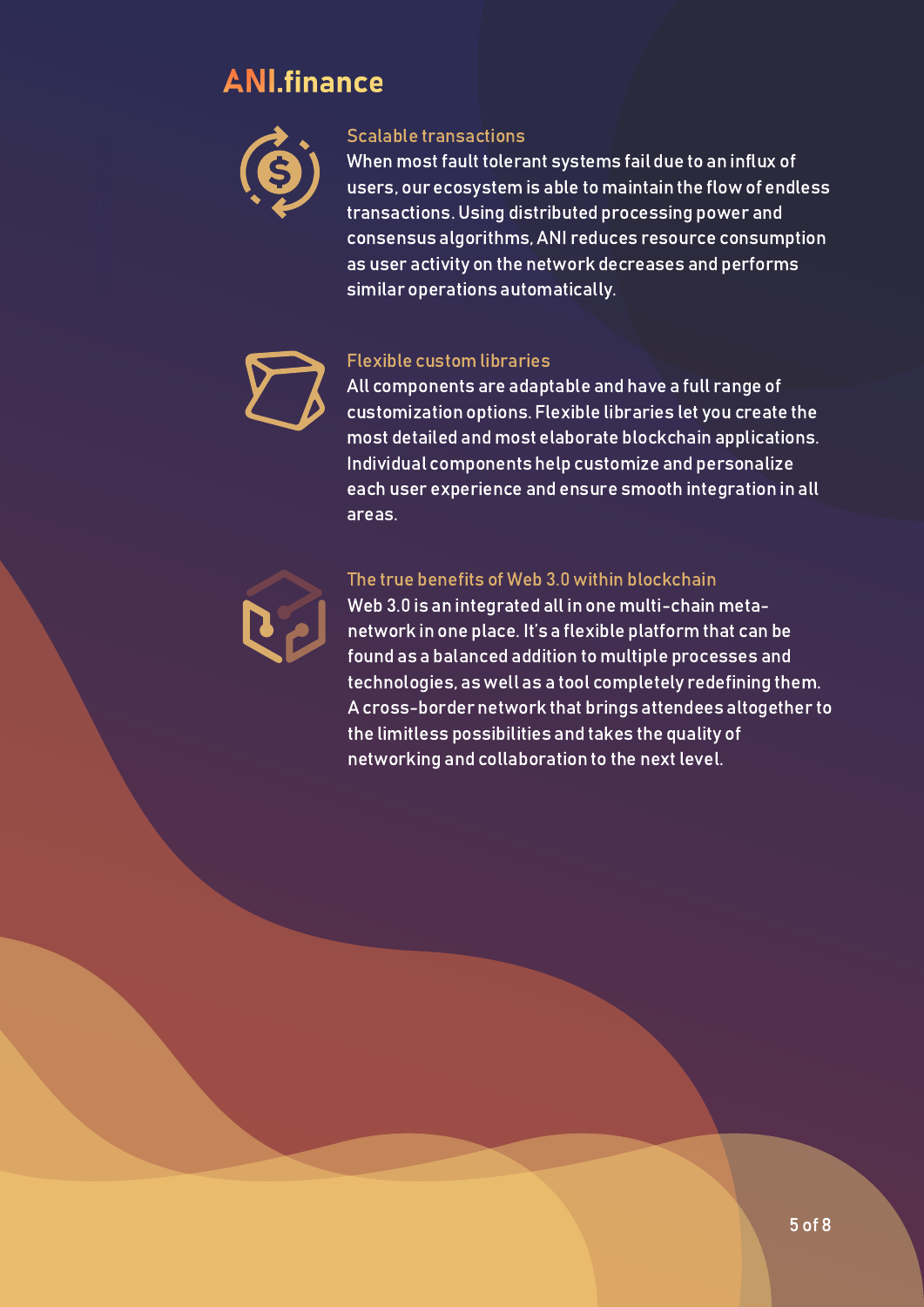# ANI.finance

### Scalable transactions

When most fault tolerant systems fail due to an influx of users, our ecosystem is able to maintain the flow of endless transactions. Using distributed processing power and consensus algorithms, ANI reduces resource consumption as user activity on the network decreases and performs similar operations automatically.

### Flexible custom libraries

All components are adaptable and have a full range of customization options. Flexible libraries let you create the most detailed and most elaborate blockchain applications. Individual components help customize and personalize each user experience and ensure smooth integration in all areas.

### The true benefits of Web 3.0 within blockchain

Web 3.0 is an integrated all in one multi-chain meta-network in one place. It's a flexible platform that can be found as a balanced addition to multiple processes and technologies, as well as a tool completely redefining them. A cross-border network that brings attendees altogether to the limitless possibilities and takes the quality of networking and collaboration to the next level.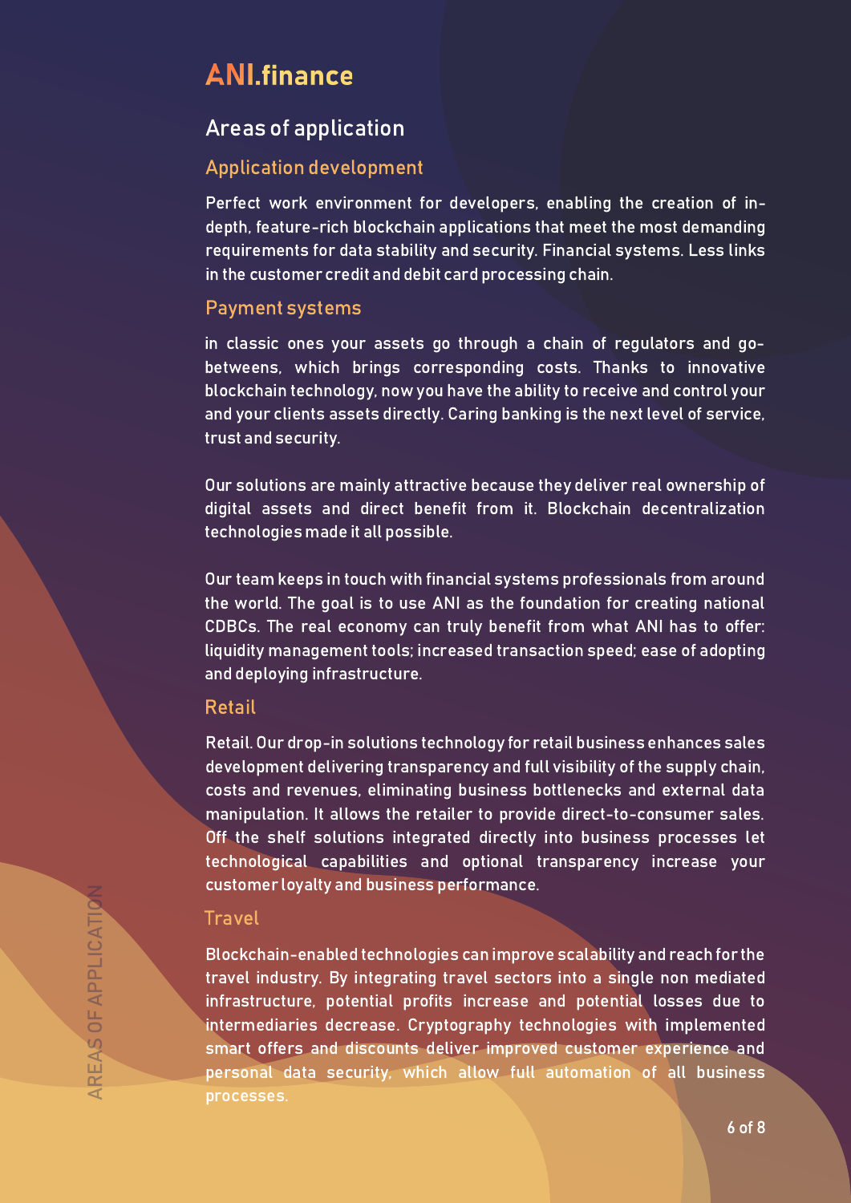# ANI.finance

## Areas of application

### Application development

Perfect work environment for developers, enabling the creation of in-depth, feature-rich blockchain applications that meet the most demanding requirements for data stability and security. Financial systems. Less links in the customer credit and debit card processing chain.

### Payment systems

in classic ones your assets go through a chain of regulators and go-betweens, which brings corresponding costs. Thanks to innovative blockchain technology, now you have the ability to receive and control your and your clients assets directly. Caring banking is the next level of service, trust and security.

Our solutions are mainly attractive because they deliver real ownership of digital assets and direct benefit from it. Blockchain decentralization technologies made it all possible.

Our team keeps in touch with financial systems professionals from around the world. The goal is to use ANI as the foundation for creating national CDBCs. The real economy can truly benefit from what ANI has to offer: liquidity management tools; increased transaction speed; ease of adopting and deploying infrastructure.

### Retail

Retail. Our drop-in solutions technology for retail business enhances sales development delivering transparency and full visibility of the supply chain, costs and revenues, eliminating business bottlenecks and external data manipulation. It allows the retailer to provide direct-to-consumer sales. Off the shelf solutions integrated directly into business processes let technological capabilities and optional transparency increase your customer loyalty and business performance.

### Travel

Blockchain-enabled technologies can improve scalability and reach for the travel industry. By integrating travel sectors into a single non mediated infrastructure, potential profits increase and potential losses due to intermediaries decrease. Cryptography technologies with implemented smart offers and discounts deliver improved customer experience and personal data security, which allow full automation of all business processes.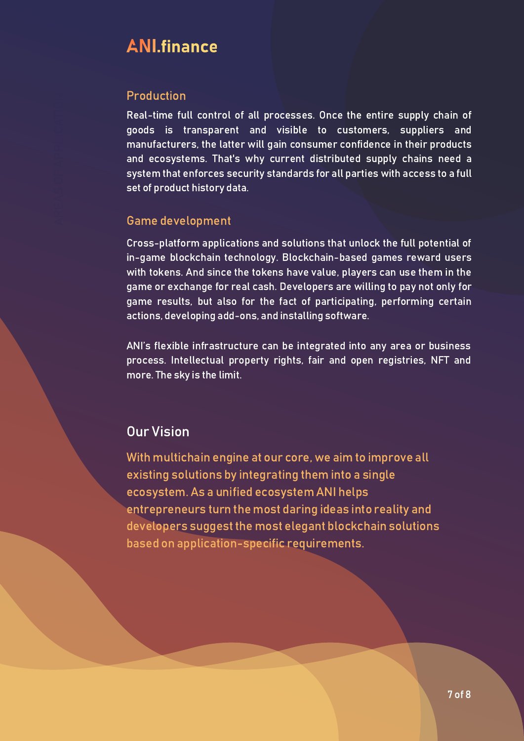# ANI.finance

### Production

Real-time full control of all processes. Once the entire supply chain of goods is transparent and visible to customers, suppliers and manufacturers, the latter will gain consumer confidence in their products and ecosystems. That's why current distributed supply chains need a system that enforces security standards for all parties with access to a full set of product history data.

### Game development

Cross-platform applications and solutions that unlock the full potential of in-game blockchain technology. Blockchain-based games reward users with tokens. And since the tokens have value, players can use them in the game or exchange for real cash. Developers are willing to pay not only for game results, but also for the fact of participating, performing certain actions, developing add-ons, and installing software.

ANI's flexible infrastructure can be integrated into any area or business process. Intellectual property rights, fair and open registries, NFT and more. The sky is the limit.

## Our Vision

With multichain engine at our core, we aim to improve all existing solutions by integrating them into a single ecosystem. As a unified ecosystem ANI helps entrepreneurs turn the most daring ideas into reality and developers suggest the most elegant blockchain solutions based on application-specific requirements.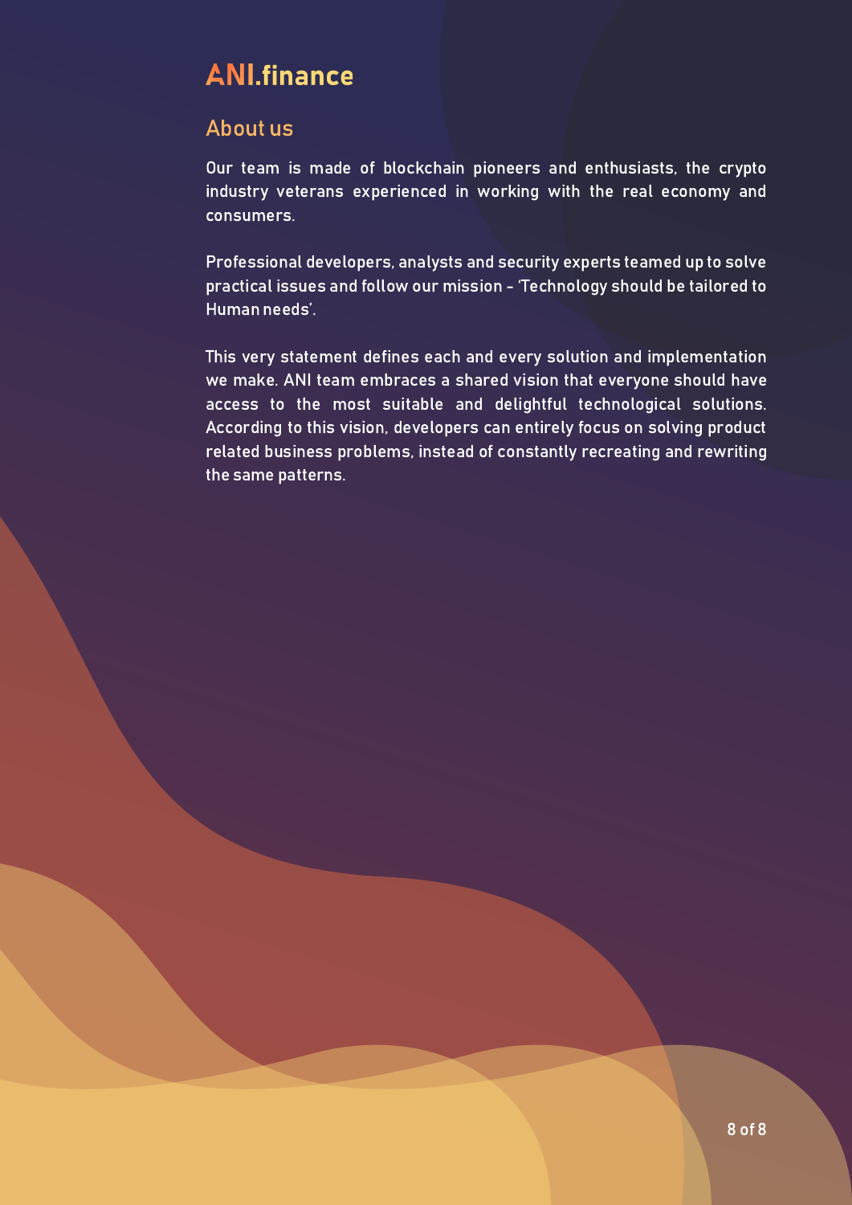# ANI.finance

## About us

Our team is made of blockchain pioneers and enthusiasts, the crypto industry veterans experienced in working with the real economy and consumers.

Professional developers, analysts and security experts teamed up to solve practical issues and follow our mission - 'Technology should be tailored to Human needs'.

This very statement defines each and every solution and implementation we make. ANI team embraces a shared vision that everyone should have access to the most suitable and delightful technological solutions. According to this vision, developers can entirely focus on solving product related business problems, instead of constantly recreating and rewriting the same patterns.